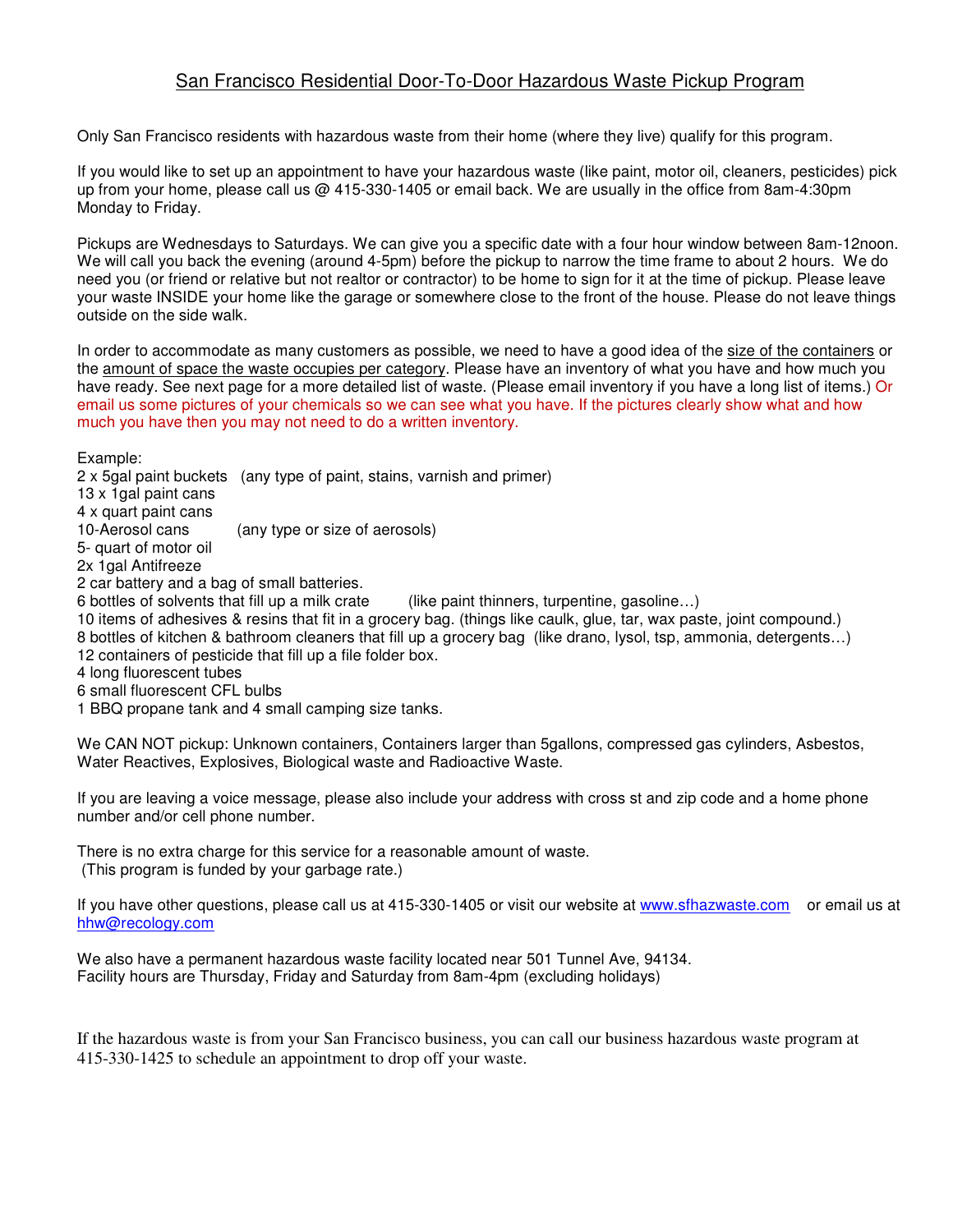# San Francisco Residential Door-To-Door Hazardous Waste Pickup Program

Only San Francisco residents with hazardous waste from their home (where they live) qualify for this program.

If you would like to set up an appointment to have your hazardous waste (like paint, motor oil, cleaners, pesticides) pick up from your home, please call us @ 415-330-1405 or email back. We are usually in the office from 8am-4:30pm Monday to Friday.

Pickups are Wednesdays to Saturdays. We can give you a specific date with a four hour window between 8am-12noon. We will call you back the evening (around 4-5pm) before the pickup to narrow the time frame to about 2 hours. We do need you (or friend or relative but not realtor or contractor) to be home to sign for it at the time of pickup. Please leave your waste INSIDE your home like the garage or somewhere close to the front of the house. Please do not leave things outside on the side walk.

In order to accommodate as many customers as possible, we need to have a good idea of the <u>size of the containers</u> or the <u>amount of space the waste occupies per category</u>. Please have an inventory of what you have and how much you have ready. See next page for a more detailed list of waste. (Please email inventory if you have a long list of items.) Or email us some pictures of your chemicals so we can see what you have. If the pictures clearly show what and how much you have then you may not need to do a written inventory.

Example:
2 x 5gal paint buckets (any type of paint, stains, varnish and primer)
13 x 1gal paint cans
4 x quart paint cans
10-Aerosol cans (any type or size of aerosols)
5- quart of motor oil
2x 1gal Antifreeze
2 car battery and a bag of small batteries.
6 bottles of solvents that fill up a milk crate (like paint thinners, turpentine, gasoline…)
10 items of adhesives & resins that fit in a grocery bag. (things like caulk, glue, tar, wax paste, joint compound.)
8 bottles of kitchen & bathroom cleaners that fill up a grocery bag (like drano, lysol, tsp, ammonia, detergents…)
12 containers of pesticide that fill up a file folder box.
4 long fluorescent tubes
6 small fluorescent CFL bulbs
1 BBQ propane tank and 4 small camping size tanks.

We CAN NOT pickup: Unknown containers, Containers larger than 5gallons, compressed gas cylinders, Asbestos, Water Reactives, Explosives, Biological waste and Radioactive Waste.

If you are leaving a voice message, please also include your address with cross st and zip code and a home phone number and/or cell phone number.

There is no extra charge for this service for a reasonable amount of waste.
(This program is funded by your garbage rate.)

If you have other questions, please call us at 415-330-1405 or visit our website at www.sfhazwaste.com or email us at hhw@recology.com

We also have a permanent hazardous waste facility located near 501 Tunnel Ave, 94134.
Facility hours are Thursday, Friday and Saturday from 8am-4pm (excluding holidays)

If the hazardous waste is from your San Francisco business, you can call our business hazardous waste program at 415-330-1425 to schedule an appointment to drop off your waste.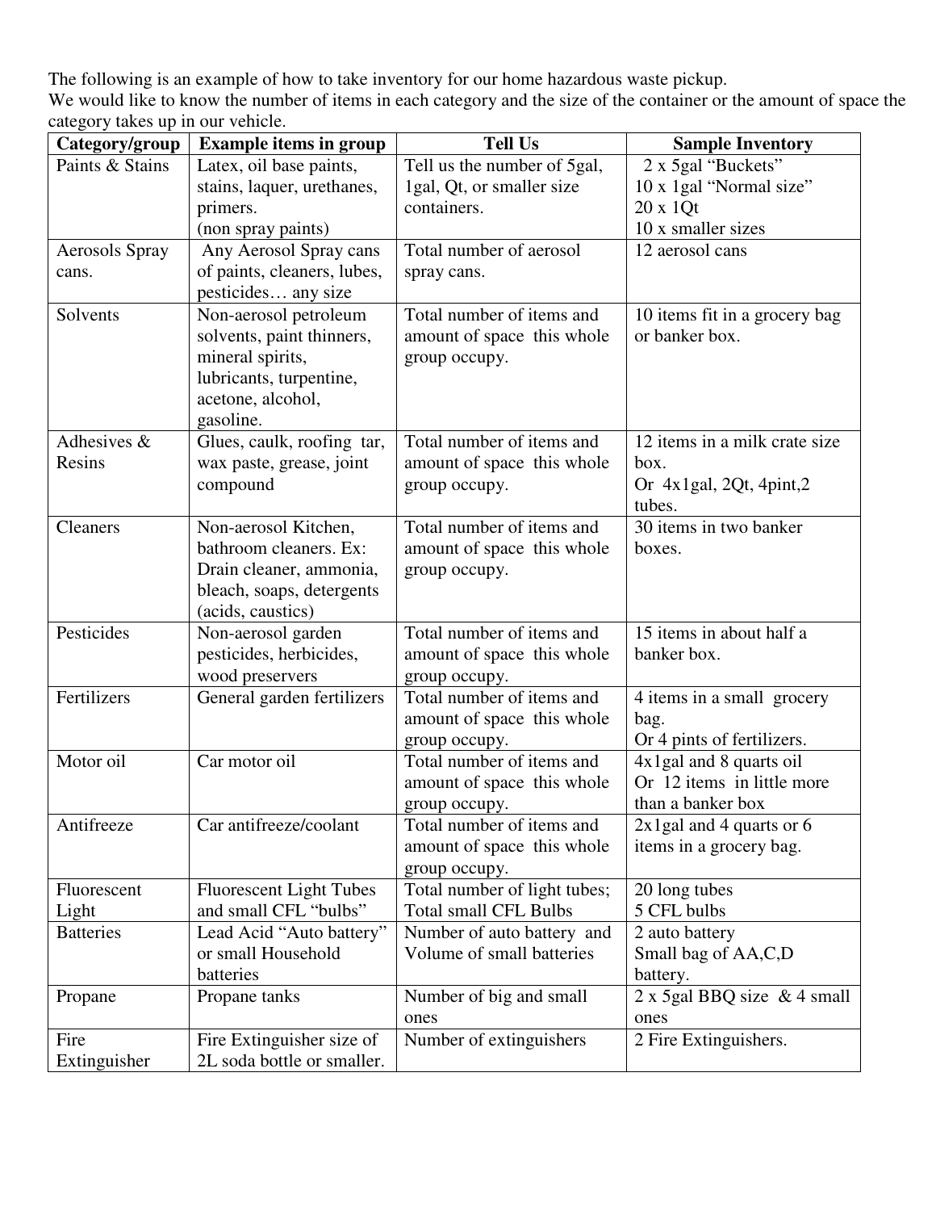The following is an example of how to take inventory for our home hazardous waste pickup.
We would like to know the number of items in each category and the size of the container or the amount of space the category takes up in our vehicle.

| Category/group | Example items in group | Tell Us | Sample Inventory |
|---|---|---|---|
| Paints & Stains | Latex, oil base paints, stains, laquer, urethanes, primers. (non spray paints) | Tell us the number of 5gal, 1gal, Qt, or smaller size containers. | 2 x 5gal "Buckets"<br>10 x 1gal "Normal size"<br>20 x 1Qt<br>10 x smaller sizes |
| Aerosols Spray cans. | Any Aerosol Spray cans of paints, cleaners, lubes, pesticides… any size | Total number of aerosol spray cans. | 12 aerosol cans |
| Solvents | Non-aerosol petroleum solvents, paint thinners, mineral spirits, lubricants, turpentine, acetone, alcohol, gasoline. | Total number of items and amount of space this whole group occupy. | 10 items fit in a grocery bag or banker box. |
| Adhesives & Resins | Glues, caulk, roofing tar, wax paste, grease, joint compound | Total number of items and amount of space this whole group occupy. | 12 items in a milk crate size box.<br>Or 4x1gal, 2Qt, 4pint,2 tubes. |
| Cleaners | Non-aerosol Kitchen, bathroom cleaners. Ex: Drain cleaner, ammonia, bleach, soaps, detergents (acids, caustics) | Total number of items and amount of space this whole group occupy. | 30 items in two banker boxes. |
| Pesticides | Non-aerosol garden pesticides, herbicides, wood preservers | Total number of items and amount of space this whole group occupy. | 15 items in about half a banker box. |
| Fertilizers | General garden fertilizers | Total number of items and amount of space this whole group occupy. | 4 items in a small grocery bag.<br>Or 4 pints of fertilizers. |
| Motor oil | Car motor oil | Total number of items and amount of space this whole group occupy. | 4x1gal and 8 quarts oil<br>Or 12 items in little more than a banker box |
| Antifreeze | Car antifreeze/coolant | Total number of items and amount of space this whole group occupy. | 2x1gal and 4 quarts or 6 items in a grocery bag. |
| Fluorescent Light | Fluorescent Light Tubes and small CFL "bulbs" | Total number of light tubes;<br>Total small CFL Bulbs | 20 long tubes<br>5 CFL bulbs |
| Batteries | Lead Acid "Auto battery" or small Household batteries | Number of auto battery and Volume of small batteries | 2 auto battery<br>Small bag of AA,C,D battery. |
| Propane | Propane tanks | Number of big and small ones | 2 x 5gal BBQ size & 4 small ones |
| Fire Extinguisher | Fire Extinguisher size of 2L soda bottle or smaller. | Number of extinguishers | 2 Fire Extinguishers. |